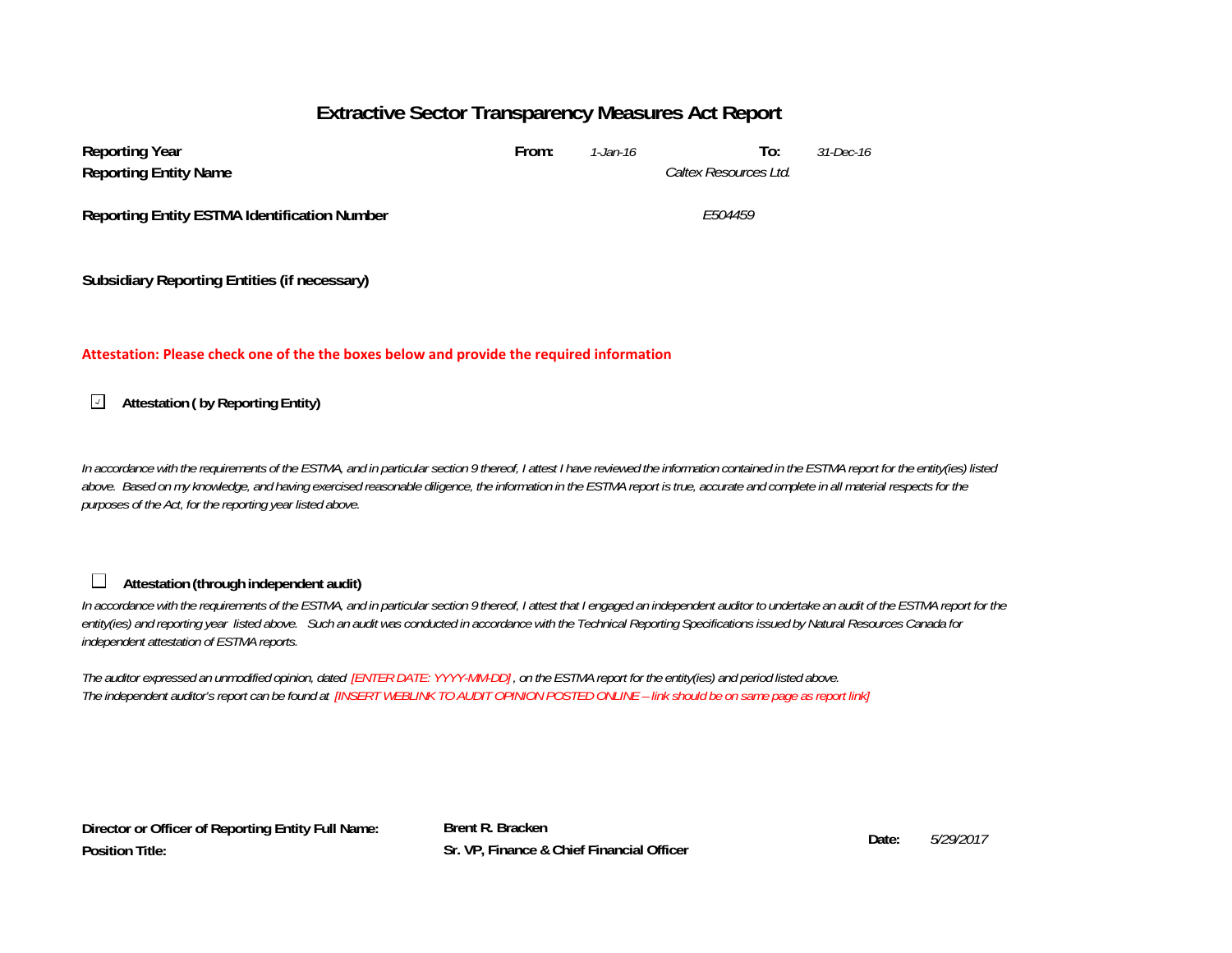# Extractive Sector Transparency Measures Act Report

| | | | | |
|---|---|---|---|---|
| **Reporting Year** | **From:** | *1-Jan-16* | **To:** | *31-Dec-16* |
| **Reporting Entity Name** | | *Caltex Resources Ltd.* | | |
| **Reporting Entity ESTMA Identification Number** | | *E504459* | | |
| **Subsidiary Reporting Entities (if necessary)** | | | | |

**Attestation: Please check one of the the boxes below and provide the required information**

☑ **Attestation ( by Reporting Entity)**

*In accordance with the requirements of the ESTMA, and in particular section 9 thereof, I attest I have reviewed the information contained in the ESTMA report for the entity(ies) listed above. Based on my knowledge, and having exercised reasonable diligence, the information in the ESTMA report is true, accurate and complete in all material respects for the purposes of the Act, for the reporting year listed above.*

☐ **Attestation (through independent audit)**

*In accordance with the requirements of the ESTMA, and in particular section 9 thereof, I attest that I engaged an independent auditor to undertake an audit of the ESTMA report for the entity(ies) and reporting year listed above. Such an audit was conducted in accordance with the Technical Reporting Specifications issued by Natural Resources Canada for independent attestation of ESTMA reports.*

*The auditor expressed an unmodified opinion, dated [ENTER DATE: YYYY-MM-DD] , on the ESTMA report for the entity(ies) and period listed above.*
*The independent auditor's report can be found at [INSERT WEBLINK TO AUDIT OPINION POSTED ONLINE – link should be on same page as report link]*

| | | | |
|---|---|---|---|
| **Director or Officer of Reporting Entity Full Name:** | **Brent R. Bracken** | **Date:** | *5/29/2017* |
| **Position Title:** | **Sr. VP, Finance & Chief Financial Officer** | | |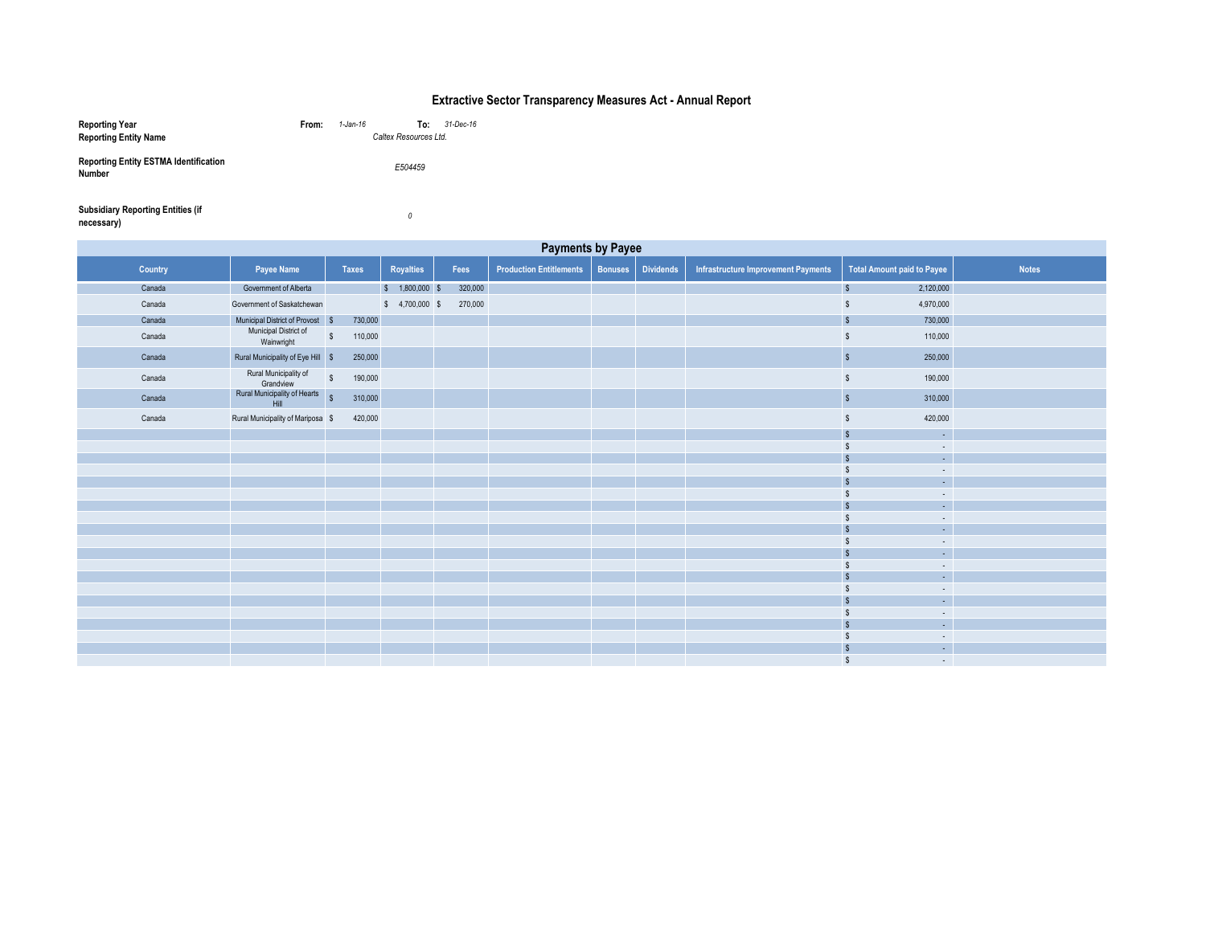# Extractive Sector Transparency Measures Act - Annual Report

**Reporting Year** **From:** *1-Jan-16* **To:** *31-Dec-16*

**Reporting Entity Name** *Caltex Resources Ltd.*

**Reporting Entity ESTMA Identification Number** *E504459*

**Subsidiary Reporting Entities (if necessary)** *0*

## Payments by Payee

| Country | Payee Name | Taxes | Royalties | Fees | Production Entitlements | Bonuses | Dividends | Infrastructure Improvement Payments | Total Amount paid to Payee | Notes |
|---|---|---|---|---|---|---|---|---|---|---|
| Canada | Government of Alberta | | $ 1,800,000 | $ 320,000 | | | | | $ 2,120,000 | |
| Canada | Government of Saskatchewan | | $ 4,700,000 | $ 270,000 | | | | | $ 4,970,000 | |
| Canada | Municipal District of Provost | $ 730,000 | | | | | | | $ 730,000 | |
| Canada | Municipal District of Wainwright | $ 110,000 | | | | | | | $ 110,000 | |
| Canada | Rural Municipality of Eye Hill | $ 250,000 | | | | | | | $ 250,000 | |
| Canada | Rural Municipality of Grandview | $ 190,000 | | | | | | | $ 190,000 | |
| Canada | Rural Municipality of Hearts Hill | $ 310,000 | | | | | | | $ 310,000 | |
| Canada | Rural Municipality of Mariposa | $ 420,000 | | | | | | | $ 420,000 | |
| | | | | | | | | | $ - | |
| | | | | | | | | | $ - | |
| | | | | | | | | | $ - | |
| | | | | | | | | | $ - | |
| | | | | | | | | | $ - | |
| | | | | | | | | | $ - | |
| | | | | | | | | | $ - | |
| | | | | | | | | | $ - | |
| | | | | | | | | | $ - | |
| | | | | | | | | | $ - | |
| | | | | | | | | | $ - | |
| | | | | | | | | | $ - | |
| | | | | | | | | | $ - | |
| | | | | | | | | | $ - | |
| | | | | | | | | | $ - | |
| | | | | | | | | | $ - | |
| | | | | | | | | | $ - | |
| | | | | | | | | | $ - | |
| | | | | | | | | | $ - | |
| | | | | | | | | | $ - | |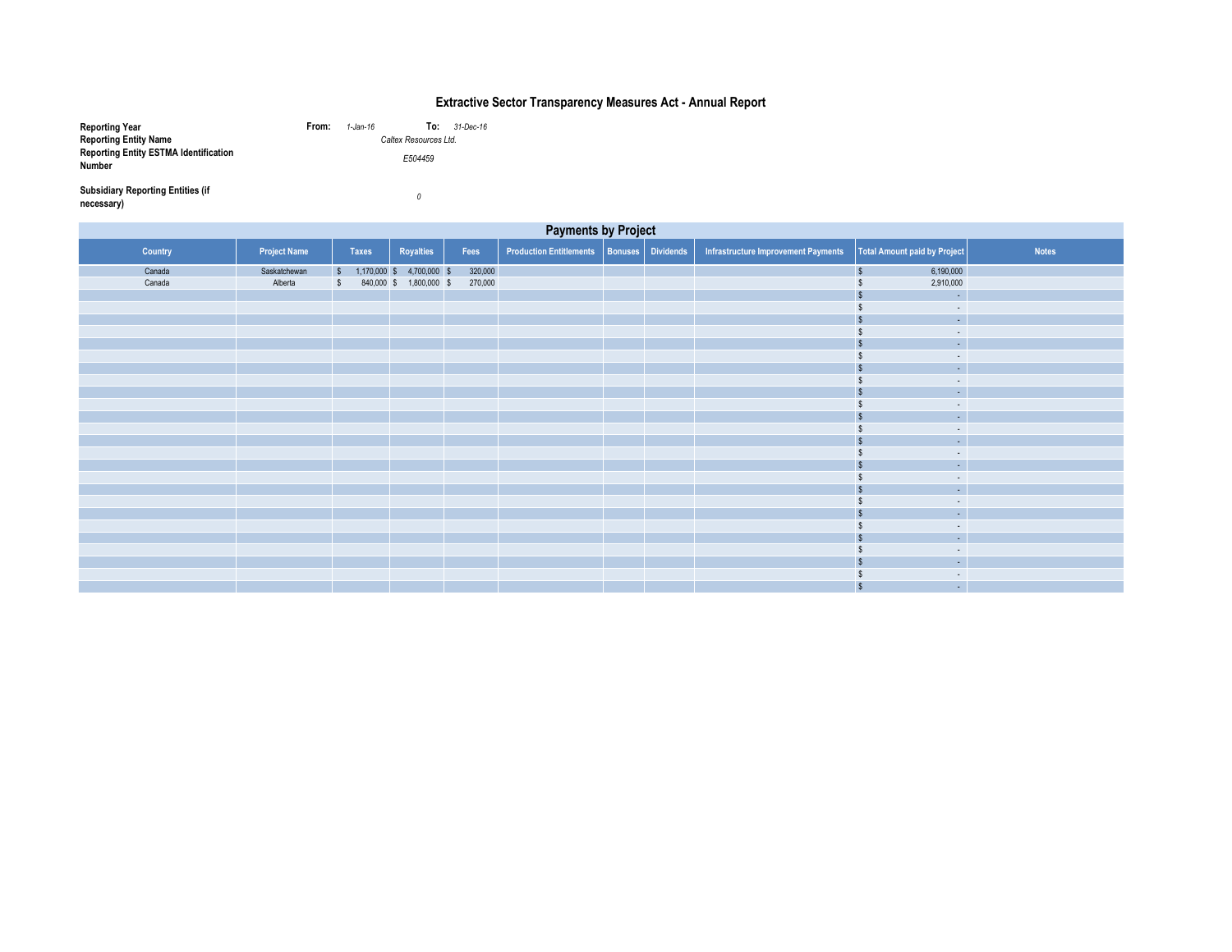# Extractive Sector Transparency Measures Act - Annual Report

**Reporting Year** **From:** *1-Jan-16* **To:** *31-Dec-16*

**Reporting Entity Name** *Caltex Resources Ltd.*

**Reporting Entity ESTMA Identification Number** *E504459*

**Subsidiary Reporting Entities (if necessary)** *0*

## Payments by Project

| Country | Project Name | Taxes | Royalties | Fees | Production Entitlements | Bonuses | Dividends | Infrastructure Improvement Payments | Total Amount paid by Project | Notes |
|---|---|---|---|---|---|---|---|---|---|---|
| Canada | Saskatchewan | $ 1,170,000 | $ 4,700,000 | $ 320,000 | | | | | $ 6,190,000 | |
| Canada | Alberta | $ 840,000 | $ 1,800,000 | $ 270,000 | | | | | $ 2,910,000 | |
| | | | | | | | | | $ - | |
| | | | | | | | | | $ - | |
| | | | | | | | | | $ - | |
| | | | | | | | | | $ - | |
| | | | | | | | | | $ - | |
| | | | | | | | | | $ - | |
| | | | | | | | | | $ - | |
| | | | | | | | | | $ - | |
| | | | | | | | | | $ - | |
| | | | | | | | | | $ - | |
| | | | | | | | | | $ - | |
| | | | | | | | | | $ - | |
| | | | | | | | | | $ - | |
| | | | | | | | | | $ - | |
| | | | | | | | | | $ - | |
| | | | | | | | | | $ - | |
| | | | | | | | | | $ - | |
| | | | | | | | | | $ - | |
| | | | | | | | | | $ - | |
| | | | | | | | | | $ - | |
| | | | | | | | | | $ - | |
| | | | | | | | | | $ - | |
| | | | | | | | | | $ - | |
| | | | | | | | | | $ - | |